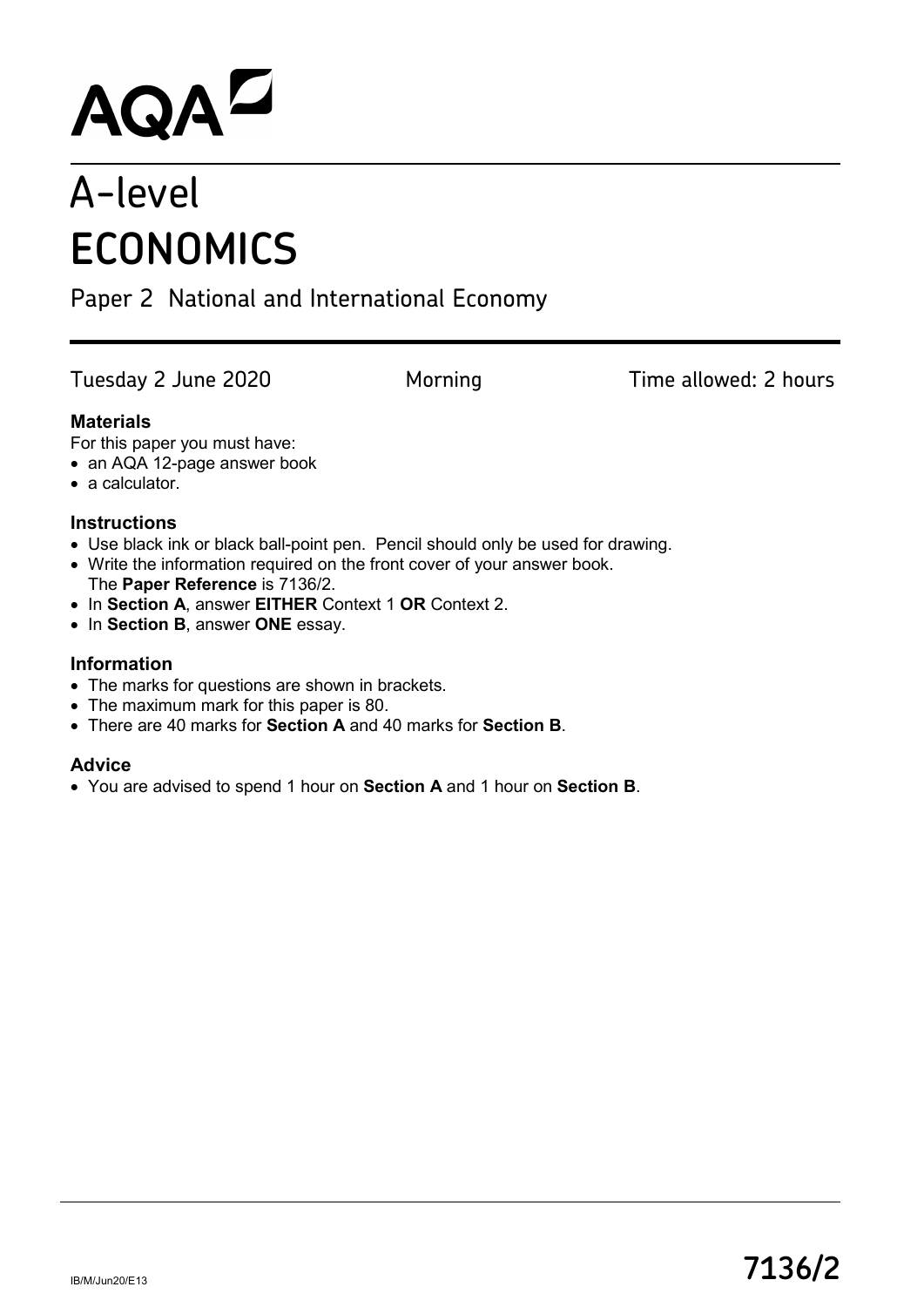AQA

# A-level
# ECONOMICS

Paper 2 National and International Economy

Tuesday 2 June 2020 Morning Time allowed: 2 hours

**Materials**

For this paper you must have:

- an AQA 12-page answer book
- a calculator.

**Instructions**

- Use black ink or black ball-point pen. Pencil should only be used for drawing.
- Write the information required on the front cover of your answer book. The **Paper Reference** is 7136/2.
- In **Section A**, answer **EITHER** Context 1 **OR** Context 2.
- In **Section B**, answer **ONE** essay.

**Information**

- The marks for questions are shown in brackets.
- The maximum mark for this paper is 80.
- There are 40 marks for **Section A** and 40 marks for **Section B**.

**Advice**

- You are advised to spend 1 hour on **Section A** and 1 hour on **Section B**.

IB/M/Jun20/E13

**7136/2**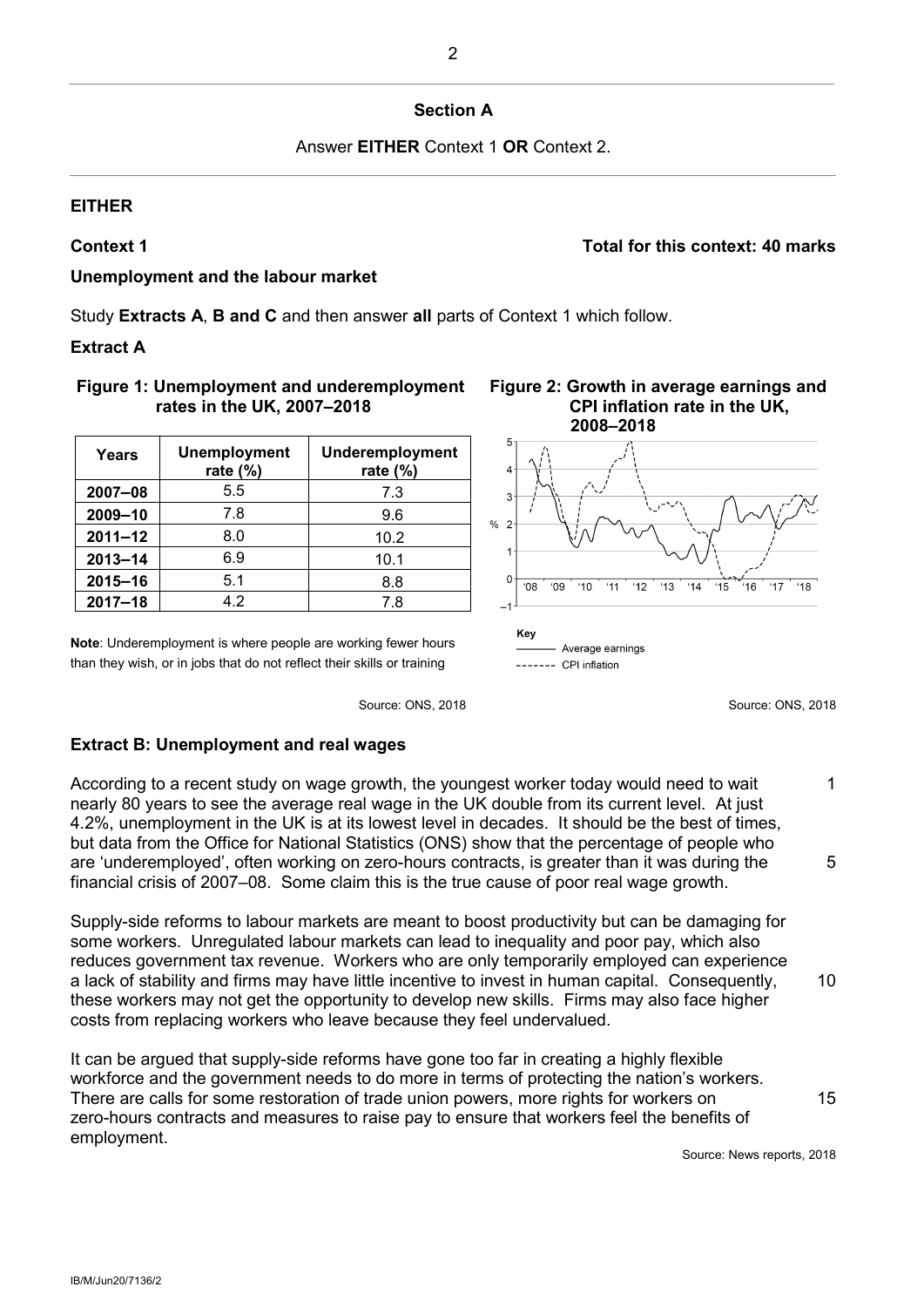## Section A

Answer **EITHER** Context 1 **OR** Context 2.

**EITHER**

**Context 1** **Total for this context: 40 marks**

### Unemployment and the labour market

Study **Extracts A**, **B and C** and then answer **all** parts of Context 1 which follow.

### Extract A

**Figure 1: Unemployment and underemployment rates in the UK, 2007–2018**

| Years | Unemployment rate (%) | Underemployment rate (%) |
|---|---|---|
| **2007–08** | 5.5 | 7.3 |
| **2009–10** | 7.8 | 9.6 |
| **2011–12** | 8.0 | 10.2 |
| **2013–14** | 6.9 | 10.1 |
| **2015–16** | 5.1 | 8.8 |
| **2017–18** | 4.2 | 7.8 |

**Note**: Underemployment is where people are working fewer hours than they wish, or in jobs that do not reflect their skills or training

Source: ONS, 2018

**Figure 2: Growth in average earnings and CPI inflation rate in the UK, 2008–2018**

Key
——— Average earnings
------- CPI inflation

Source: ONS, 2018

### Extract B: Unemployment and real wages

According to a recent study on wage growth, the youngest worker today would need to wait nearly 80 years to see the average real wage in the UK double from its current level. At just 4.2%, unemployment in the UK is at its lowest level in decades. It should be the best of times, but data from the Office for National Statistics (ONS) show that the percentage of people who are 'underemployed', often working on zero-hours contracts, is greater than it was during the financial crisis of 2007–08. Some claim this is the true cause of poor real wage growth.

Supply-side reforms to labour markets are meant to boost productivity but can be damaging for some workers. Unregulated labour markets can lead to inequality and poor pay, which also reduces government tax revenue. Workers who are only temporarily employed can experience a lack of stability and firms may have little incentive to invest in human capital. Consequently, these workers may not get the opportunity to develop new skills. Firms may also face higher costs from replacing workers who leave because they feel undervalued.

It can be argued that supply-side reforms have gone too far in creating a highly flexible workforce and the government needs to do more in terms of protecting the nation's workers. There are calls for some restoration of trade union powers, more rights for workers on zero-hours contracts and measures to raise pay to ensure that workers feel the benefits of employment.

Source: News reports, 2018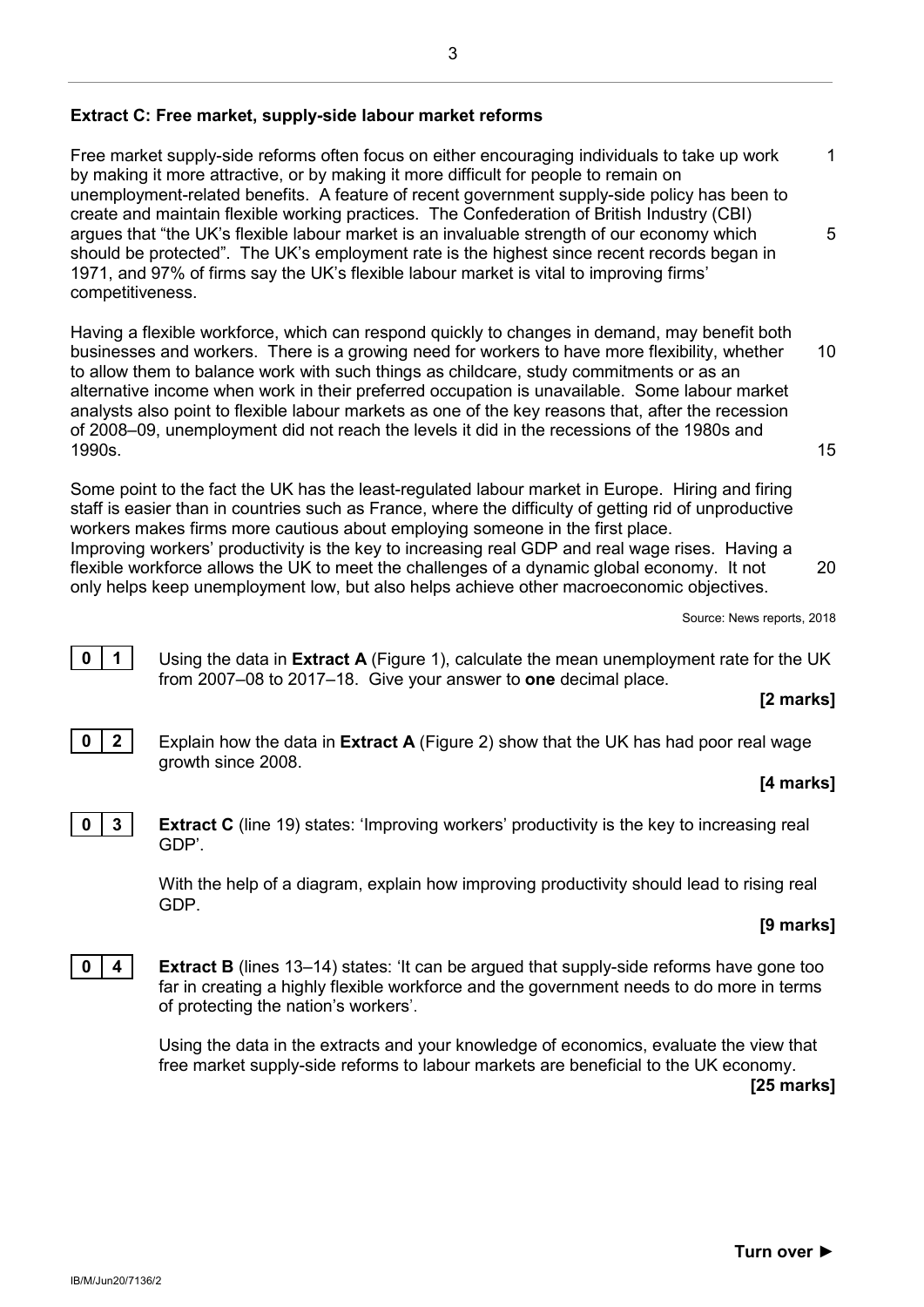**Extract C: Free market, supply-side labour market reforms**

Free market supply-side reforms often focus on either encouraging individuals to take up work by making it more attractive, or by making it more difficult for people to remain on unemployment-related benefits. A feature of recent government supply-side policy has been to create and maintain flexible working practices. The Confederation of British Industry (CBI) argues that "the UK's flexible labour market is an invaluable strength of our economy which should be protected". The UK's employment rate is the highest since recent records began in 1971, and 97% of firms say the UK's flexible labour market is vital to improving firms' competitiveness.

Having a flexible workforce, which can respond quickly to changes in demand, may benefit both businesses and workers. There is a growing need for workers to have more flexibility, whether to allow them to balance work with such things as childcare, study commitments or as an alternative income when work in their preferred occupation is unavailable. Some labour market analysts also point to flexible labour markets as one of the key reasons that, after the recession of 2008–09, unemployment did not reach the levels it did in the recessions of the 1980s and 1990s.

Some point to the fact the UK has the least-regulated labour market in Europe. Hiring and firing staff is easier than in countries such as France, where the difficulty of getting rid of unproductive workers makes firms more cautious about employing someone in the first place. Improving workers' productivity is the key to increasing real GDP and real wage rises. Having a flexible workforce allows the UK to meet the challenges of a dynamic global economy. It not only helps keep unemployment low, but also helps achieve other macroeconomic objectives.

Source: News reports, 2018

**0 1** Using the data in **Extract A** (Figure 1), calculate the mean unemployment rate for the UK from 2007–08 to 2017–18. Give your answer to **one** decimal place.

**[2 marks]**

**0 2** Explain how the data in **Extract A** (Figure 2) show that the UK has had poor real wage growth since 2008.

**[4 marks]**

**0 3** **Extract C** (line 19) states: 'Improving workers' productivity is the key to increasing real GDP'.

With the help of a diagram, explain how improving productivity should lead to rising real GDP.

**[9 marks]**

**0 4** **Extract B** (lines 13–14) states: 'It can be argued that supply-side reforms have gone too far in creating a highly flexible workforce and the government needs to do more in terms of protecting the nation's workers'.

Using the data in the extracts and your knowledge of economics, evaluate the view that free market supply-side reforms to labour markets are beneficial to the UK economy.

**[25 marks]**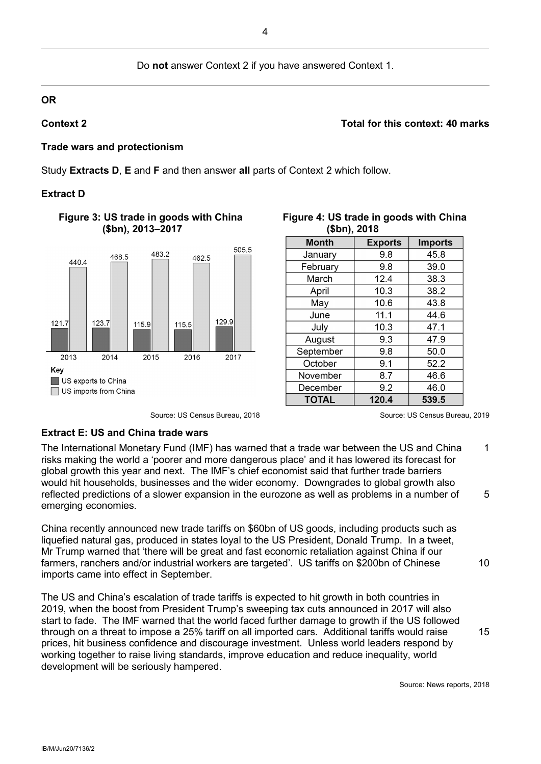Do **not** answer Context 2 if you have answered Context 1.

---

**OR**

## Context 2

**Total for this context: 40 marks**

### Trade wars and protectionism

Study **Extracts D**, **E** and **F** and then answer **all** parts of Context 2 which follow.

### Extract D

**Figure 3: US trade in goods with China ($bn), 2013–2017**

| Year | US exports to China | US imports from China |
| --- | --- | --- |
| 2013 | 121.7 | 440.4 |
| 2014 | 123.7 | 468.5 |
| 2015 | 115.9 | 483.2 |
| 2016 | 115.5 | 462.5 |
| 2017 | 129.9 | 505.5 |

Source: US Census Bureau, 2018

**Figure 4: US trade in goods with China ($bn), 2018**

| Month | Exports | Imports |
| --- | --- | --- |
| January | 9.8 | 45.8 |
| February | 9.8 | 39.0 |
| March | 12.4 | 38.3 |
| April | 10.3 | 38.2 |
| May | 10.6 | 43.8 |
| June | 11.1 | 44.6 |
| July | 10.3 | 47.1 |
| August | 9.3 | 47.9 |
| September | 9.8 | 50.0 |
| October | 9.1 | 52.2 |
| November | 8.7 | 46.6 |
| December | 9.2 | 46.0 |
| **TOTAL** | **120.4** | **539.5** |

Source: US Census Bureau, 2019

### Extract E: US and China trade wars

The International Monetary Fund (IMF) has warned that a trade war between the US and China risks making the world a 'poorer and more dangerous place' and it has lowered its forecast for global growth this year and next. The IMF's chief economist said that further trade barriers would hit households, businesses and the wider economy. Downgrades to global growth also reflected predictions of a slower expansion in the eurozone as well as problems in a number of emerging economies.

China recently announced new trade tariffs on $60bn of US goods, including products such as liquefied natural gas, produced in states loyal to the US President, Donald Trump. In a tweet, Mr Trump warned that 'there will be great and fast economic retaliation against China if our farmers, ranchers and/or industrial workers are targeted'. US tariffs on $200bn of Chinese imports came into effect in September.

The US and China's escalation of trade tariffs is expected to hit growth in both countries in 2019, when the boost from President Trump's sweeping tax cuts announced in 2017 will also start to fade. The IMF warned that the world faced further damage to growth if the US followed through on a threat to impose a 25% tariff on all imported cars. Additional tariffs would raise prices, hit business confidence and discourage investment. Unless world leaders respond by working together to raise living standards, improve education and reduce inequality, world development will be seriously hampered.

Source: News reports, 2018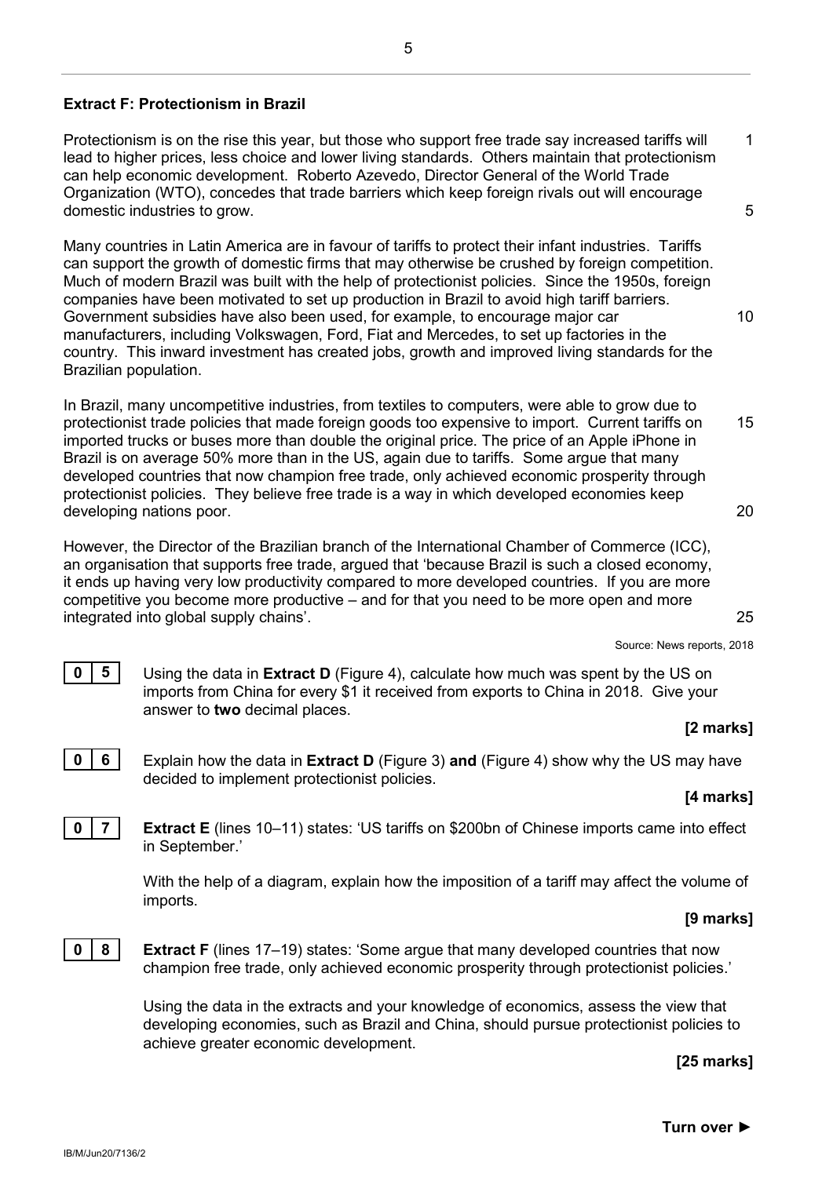**Extract F: Protectionism in Brazil**

Protectionism is on the rise this year, but those who support free trade say increased tariffs will lead to higher prices, less choice and lower living standards. Others maintain that protectionism can help economic development. Roberto Azevedo, Director General of the World Trade Organization (WTO), concedes that trade barriers which keep foreign rivals out will encourage domestic industries to grow.

Many countries in Latin America are in favour of tariffs to protect their infant industries. Tariffs can support the growth of domestic firms that may otherwise be crushed by foreign competition. Much of modern Brazil was built with the help of protectionist policies. Since the 1950s, foreign companies have been motivated to set up production in Brazil to avoid high tariff barriers. Government subsidies have also been used, for example, to encourage major car manufacturers, including Volkswagen, Ford, Fiat and Mercedes, to set up factories in the country. This inward investment has created jobs, growth and improved living standards for the Brazilian population.

In Brazil, many uncompetitive industries, from textiles to computers, were able to grow due to protectionist trade policies that made foreign goods too expensive to import. Current tariffs on imported trucks or buses more than double the original price. The price of an Apple iPhone in Brazil is on average 50% more than in the US, again due to tariffs. Some argue that many developed countries that now champion free trade, only achieved economic prosperity through protectionist policies. They believe free trade is a way in which developed economies keep developing nations poor.

However, the Director of the Brazilian branch of the International Chamber of Commerce (ICC), an organisation that supports free trade, argued that 'because Brazil is such a closed economy, it ends up having very low productivity compared to more developed countries. If you are more competitive you become more productive – and for that you need to be more open and more integrated into global supply chains'.

Source: News reports, 2018

**0 5** Using the data in **Extract D** (Figure 4), calculate how much was spent by the US on imports from China for every $1 it received from exports to China in 2018. Give your answer to **two** decimal places.

**[2 marks]**

**0 6** Explain how the data in **Extract D** (Figure 3) **and** (Figure 4) show why the US may have decided to implement protectionist policies.

**[4 marks]**

**0 7** **Extract E** (lines 10–11) states: 'US tariffs on $200bn of Chinese imports came into effect in September.'

With the help of a diagram, explain how the imposition of a tariff may affect the volume of imports.

**[9 marks]**

**0 8** **Extract F** (lines 17–19) states: 'Some argue that many developed countries that now champion free trade, only achieved economic prosperity through protectionist policies.'

Using the data in the extracts and your knowledge of economics, assess the view that developing economies, such as Brazil and China, should pursue protectionist policies to achieve greater economic development.

**[25 marks]**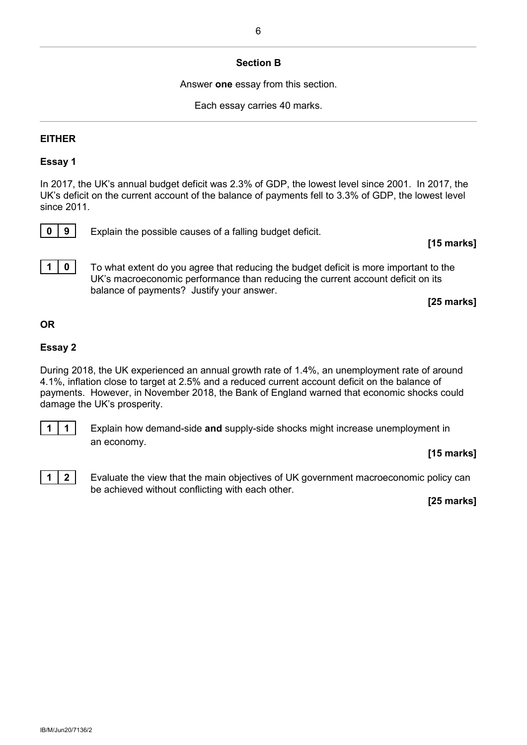## Section B

Answer **one** essay from this section.

Each essay carries 40 marks.

---

**EITHER**

### Essay 1

In 2017, the UK's annual budget deficit was 2.3% of GDP, the lowest level since 2001. In 2017, the UK's deficit on the current account of the balance of payments fell to 3.3% of GDP, the lowest level since 2011.

**0 9** Explain the possible causes of a falling budget deficit.

**[15 marks]**

**1 0** To what extent do you agree that reducing the budget deficit is more important to the UK's macroeconomic performance than reducing the current account deficit on its balance of payments? Justify your answer.

**[25 marks]**

**OR**

### Essay 2

During 2018, the UK experienced an annual growth rate of 1.4%, an unemployment rate of around 4.1%, inflation close to target at 2.5% and a reduced current account deficit on the balance of payments. However, in November 2018, the Bank of England warned that economic shocks could damage the UK's prosperity.

**1 1** Explain how demand-side **and** supply-side shocks might increase unemployment in an economy.

**[15 marks]**

**1 2** Evaluate the view that the main objectives of UK government macroeconomic policy can be achieved without conflicting with each other.

**[25 marks]**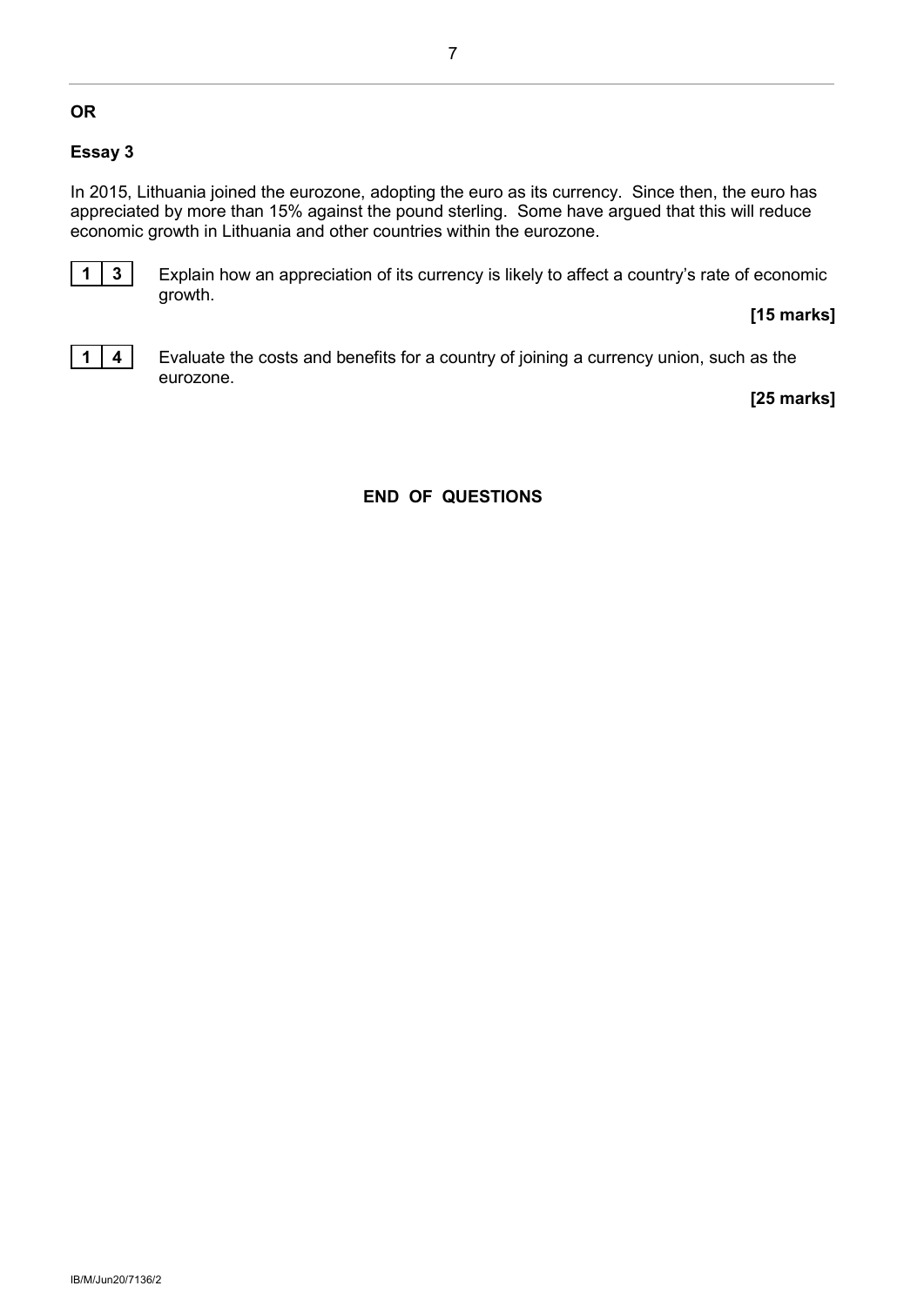**OR**

**Essay 3**

In 2015, Lithuania joined the eurozone, adopting the euro as its currency. Since then, the euro has appreciated by more than 15% against the pound sterling. Some have argued that this will reduce economic growth in Lithuania and other countries within the eurozone.

**1 3** Explain how an appreciation of its currency is likely to affect a country's rate of economic growth.

**[15 marks]**

**1 4** Evaluate the costs and benefits for a country of joining a currency union, such as the eurozone.

**[25 marks]**

**END OF QUESTIONS**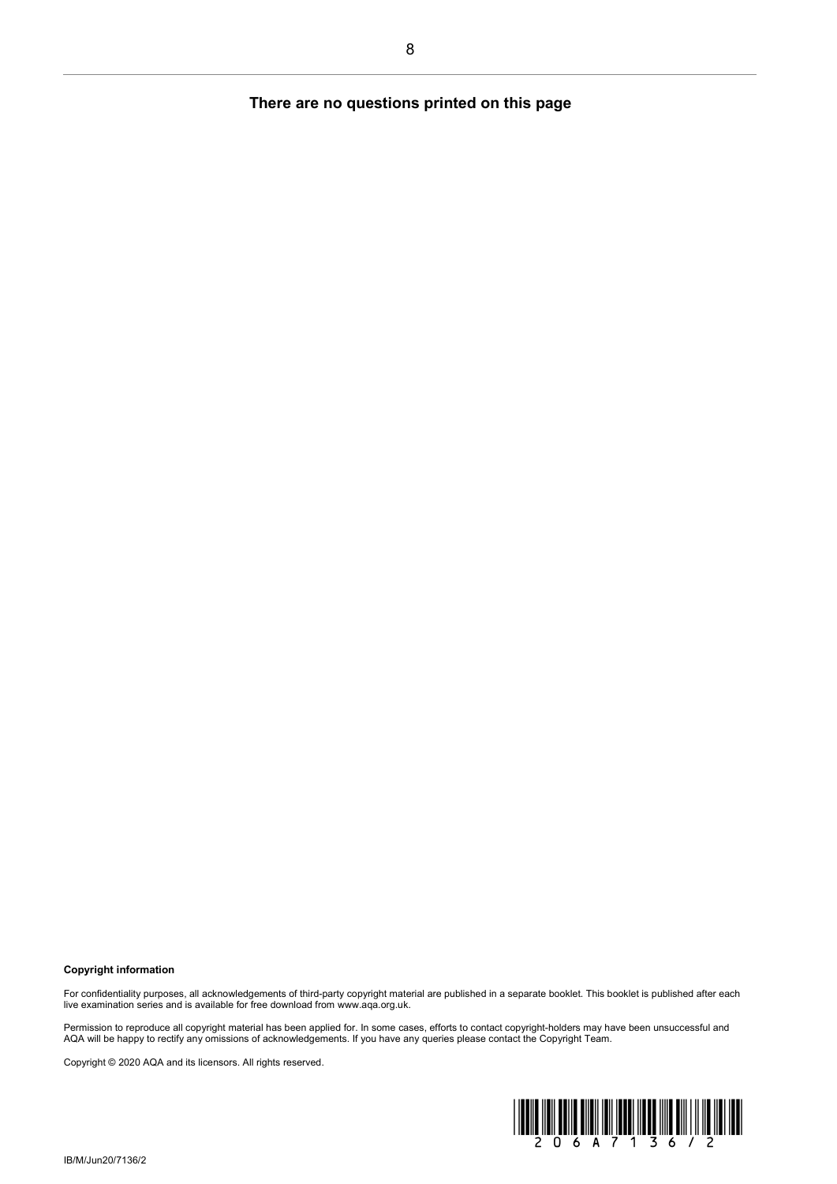**There are no questions printed on this page**

**Copyright information**

For confidentiality purposes, all acknowledgements of third-party copyright material are published in a separate booklet. This booklet is published after each live examination series and is available for free download from www.aqa.org.uk.

Permission to reproduce all copyright material has been applied for. In some cases, efforts to contact copyright-holders may have been unsuccessful and AQA will be happy to rectify any omissions of acknowledgements. If you have any queries please contact the Copyright Team.

Copyright © 2020 AQA and its licensors. All rights reserved.

IB/M/Jun20/7136/2